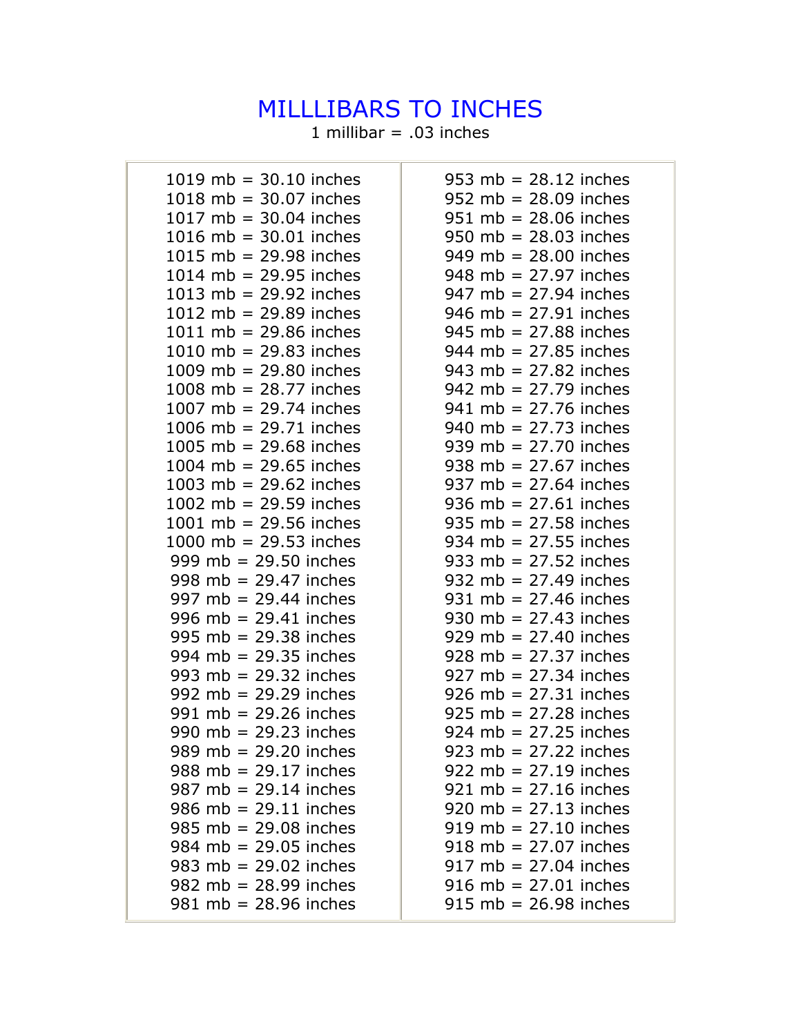# MILLLIBARS TO INCHES

1 millibar = .03 inches

| | |
|---|---|
| 1019 mb = 30.10 inches | 953 mb = 28.12 inches |
| 1018 mb = 30.07 inches | 952 mb = 28.09 inches |
| 1017 mb = 30.04 inches | 951 mb = 28.06 inches |
| 1016 mb = 30.01 inches | 950 mb = 28.03 inches |
| 1015 mb = 29.98 inches | 949 mb = 28.00 inches |
| 1014 mb = 29.95 inches | 948 mb = 27.97 inches |
| 1013 mb = 29.92 inches | 947 mb = 27.94 inches |
| 1012 mb = 29.89 inches | 946 mb = 27.91 inches |
| 1011 mb = 29.86 inches | 945 mb = 27.88 inches |
| 1010 mb = 29.83 inches | 944 mb = 27.85 inches |
| 1009 mb = 29.80 inches | 943 mb = 27.82 inches |
| 1008 mb = 28.77 inches | 942 mb = 27.79 inches |
| 1007 mb = 29.74 inches | 941 mb = 27.76 inches |
| 1006 mb = 29.71 inches | 940 mb = 27.73 inches |
| 1005 mb = 29.68 inches | 939 mb = 27.70 inches |
| 1004 mb = 29.65 inches | 938 mb = 27.67 inches |
| 1003 mb = 29.62 inches | 937 mb = 27.64 inches |
| 1002 mb = 29.59 inches | 936 mb = 27.61 inches |
| 1001 mb = 29.56 inches | 935 mb = 27.58 inches |
| 1000 mb = 29.53 inches | 934 mb = 27.55 inches |
| 999 mb = 29.50 inches | 933 mb = 27.52 inches |
| 998 mb = 29.47 inches | 932 mb = 27.49 inches |
| 997 mb = 29.44 inches | 931 mb = 27.46 inches |
| 996 mb = 29.41 inches | 930 mb = 27.43 inches |
| 995 mb = 29.38 inches | 929 mb = 27.40 inches |
| 994 mb = 29.35 inches | 928 mb = 27.37 inches |
| 993 mb = 29.32 inches | 927 mb = 27.34 inches |
| 992 mb = 29.29 inches | 926 mb = 27.31 inches |
| 991 mb = 29.26 inches | 925 mb = 27.28 inches |
| 990 mb = 29.23 inches | 924 mb = 27.25 inches |
| 989 mb = 29.20 inches | 923 mb = 27.22 inches |
| 988 mb = 29.17 inches | 922 mb = 27.19 inches |
| 987 mb = 29.14 inches | 921 mb = 27.16 inches |
| 986 mb = 29.11 inches | 920 mb = 27.13 inches |
| 985 mb = 29.08 inches | 919 mb = 27.10 inches |
| 984 mb = 29.05 inches | 918 mb = 27.07 inches |
| 983 mb = 29.02 inches | 917 mb = 27.04 inches |
| 982 mb = 28.99 inches | 916 mb = 27.01 inches |
| 981 mb = 28.96 inches | 915 mb = 26.98 inches |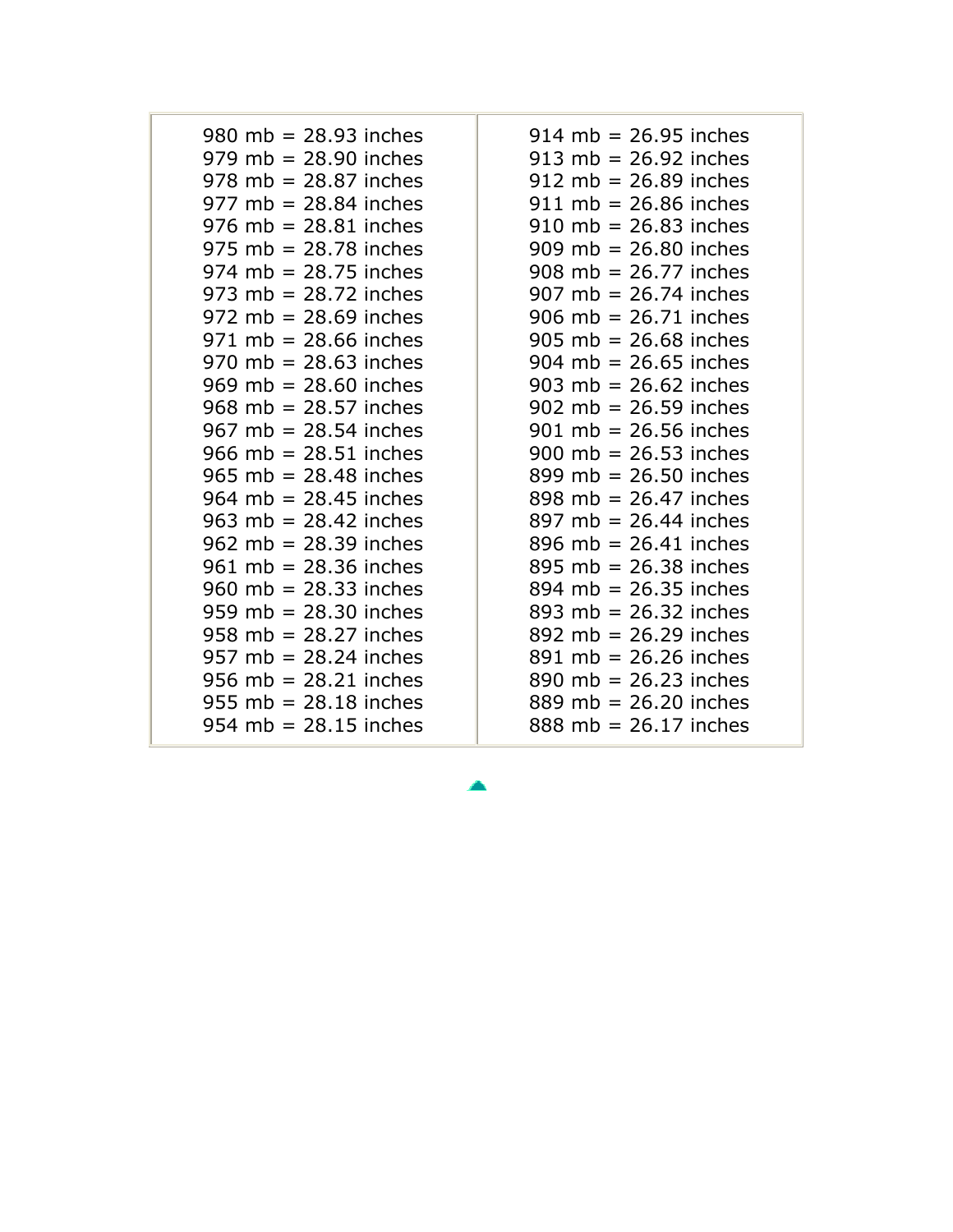| | |
|---|---|
| 980 mb = 28.93 inches | 914 mb = 26.95 inches |
| 979 mb = 28.90 inches | 913 mb = 26.92 inches |
| 978 mb = 28.87 inches | 912 mb = 26.89 inches |
| 977 mb = 28.84 inches | 911 mb = 26.86 inches |
| 976 mb = 28.81 inches | 910 mb = 26.83 inches |
| 975 mb = 28.78 inches | 909 mb = 26.80 inches |
| 974 mb = 28.75 inches | 908 mb = 26.77 inches |
| 973 mb = 28.72 inches | 907 mb = 26.74 inches |
| 972 mb = 28.69 inches | 906 mb = 26.71 inches |
| 971 mb = 28.66 inches | 905 mb = 26.68 inches |
| 970 mb = 28.63 inches | 904 mb = 26.65 inches |
| 969 mb = 28.60 inches | 903 mb = 26.62 inches |
| 968 mb = 28.57 inches | 902 mb = 26.59 inches |
| 967 mb = 28.54 inches | 901 mb = 26.56 inches |
| 966 mb = 28.51 inches | 900 mb = 26.53 inches |
| 965 mb = 28.48 inches | 899 mb = 26.50 inches |
| 964 mb = 28.45 inches | 898 mb = 26.47 inches |
| 963 mb = 28.42 inches | 897 mb = 26.44 inches |
| 962 mb = 28.39 inches | 896 mb = 26.41 inches |
| 961 mb = 28.36 inches | 895 mb = 26.38 inches |
| 960 mb = 28.33 inches | 894 mb = 26.35 inches |
| 959 mb = 28.30 inches | 893 mb = 26.32 inches |
| 958 mb = 28.27 inches | 892 mb = 26.29 inches |
| 957 mb = 28.24 inches | 891 mb = 26.26 inches |
| 956 mb = 28.21 inches | 890 mb = 26.23 inches |
| 955 mb = 28.18 inches | 889 mb = 26.20 inches |
| 954 mb = 28.15 inches | 888 mb = 26.17 inches |